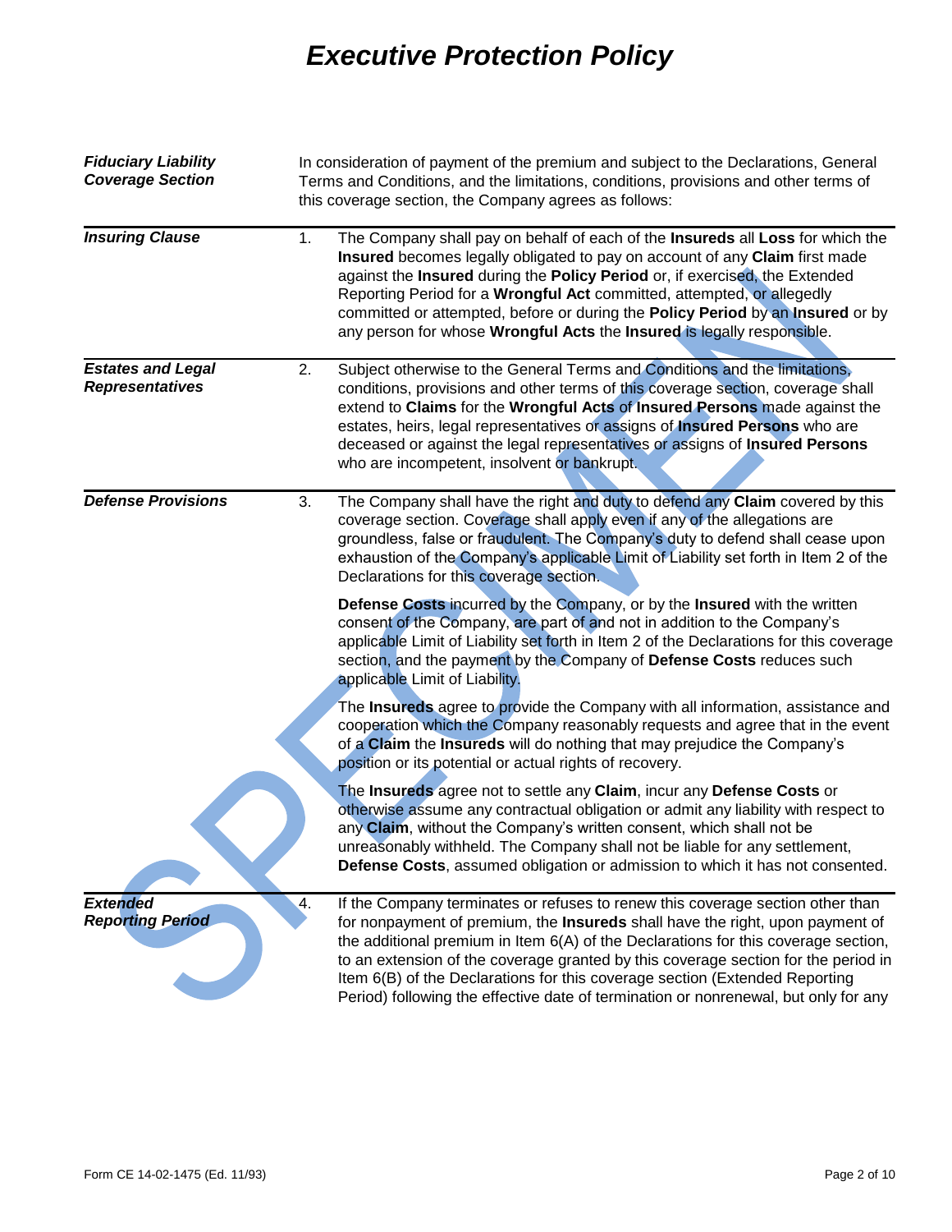# Executive Protection Policy

***Fiduciary Liability Coverage Section***

In consideration of payment of the premium and subject to the Declarations, General Terms and Conditions, and the limitations, conditions, provisions and other terms of this coverage section, the Company agrees as follows:

***Insuring Clause***

1. The Company shall pay on behalf of each of the **Insureds** all **Loss** for which the **Insured** becomes legally obligated to pay on account of any **Claim** first made against the **Insured** during the **Policy Period** or, if exercised, the Extended Reporting Period for a **Wrongful Act** committed, attempted, or allegedly committed or attempted, before or during the **Policy Period** by an **Insured** or by any person for whose **Wrongful Acts** the **Insured** is legally responsible.

***Estates and Legal Representatives***

2. Subject otherwise to the General Terms and Conditions and the limitations, conditions, provisions and other terms of this coverage section, coverage shall extend to **Claims** for the **Wrongful Acts** of **Insured Persons** made against the estates, heirs, legal representatives or assigns of **Insured Persons** who are deceased or against the legal representatives or assigns of **Insured Persons** who are incompetent, insolvent or bankrupt.

***Defense Provisions***

3. The Company shall have the right and duty to defend any **Claim** covered by this coverage section. Coverage shall apply even if any of the allegations are groundless, false or fraudulent. The Company's duty to defend shall cease upon exhaustion of the Company's applicable Limit of Liability set forth in Item 2 of the Declarations for this coverage section.

   **Defense Costs** incurred by the Company, or by the **Insured** with the written consent of the Company, are part of and not in addition to the Company's applicable Limit of Liability set forth in Item 2 of the Declarations for this coverage section, and the payment by the Company of **Defense Costs** reduces such applicable Limit of Liability.

   The **Insureds** agree to provide the Company with all information, assistance and cooperation which the Company reasonably requests and agree that in the event of a **Claim** the **Insureds** will do nothing that may prejudice the Company's position or its potential or actual rights of recovery.

   The **Insureds** agree not to settle any **Claim**, incur any **Defense Costs** or otherwise assume any contractual obligation or admit any liability with respect to any **Claim**, without the Company's written consent, which shall not be unreasonably withheld. The Company shall not be liable for any settlement, **Defense Costs**, assumed obligation or admission to which it has not consented.

***Extended Reporting Period***

4. If the Company terminates or refuses to renew this coverage section other than for nonpayment of premium, the **Insureds** shall have the right, upon payment of the additional premium in Item 6(A) of the Declarations for this coverage section, to an extension of the coverage granted by this coverage section for the period in Item 6(B) of the Declarations for this coverage section (Extended Reporting Period) following the effective date of termination or nonrenewal, but only for any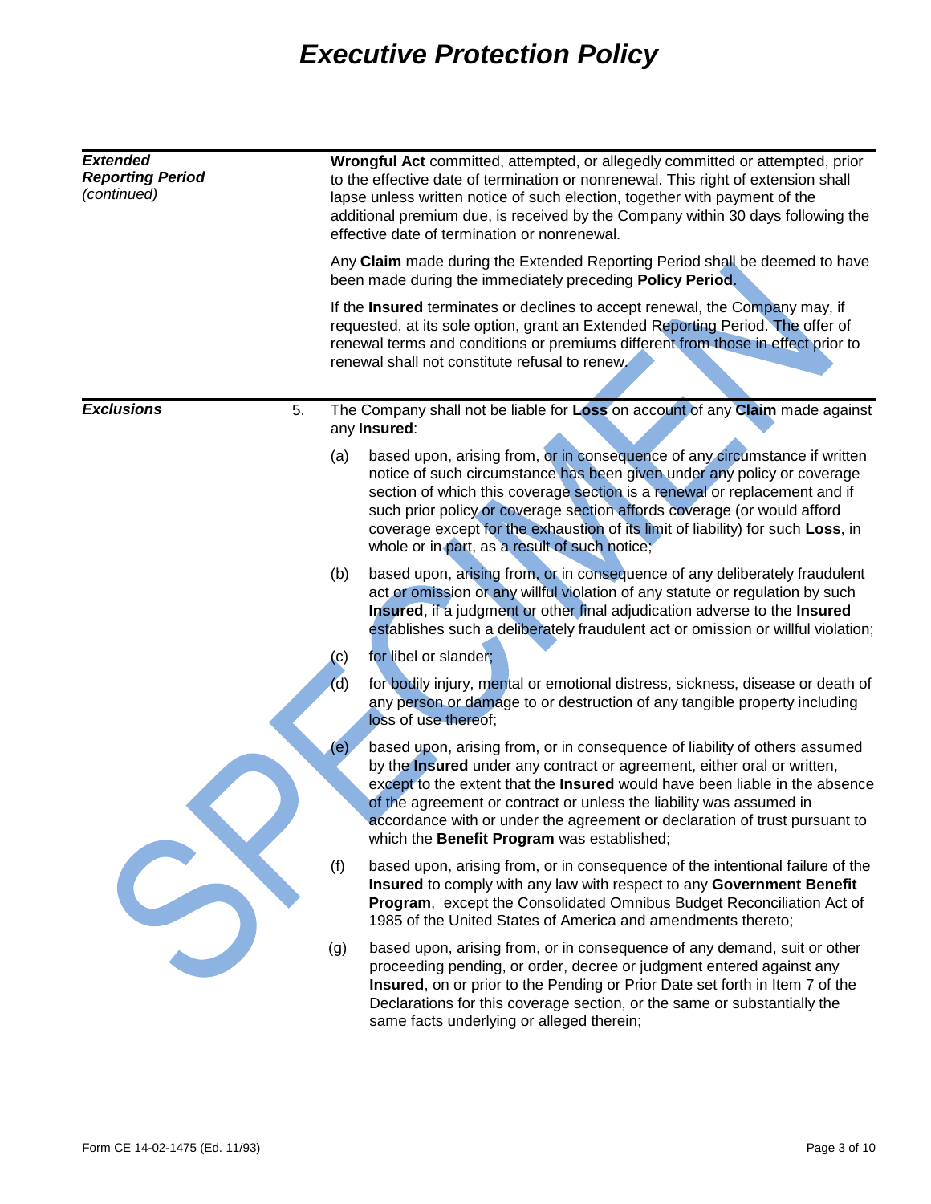# Executive Protection Policy

***Extended Reporting Period*** *(continued)*

**Wrongful Act** committed, attempted, or allegedly committed or attempted, prior to the effective date of termination or nonrenewal. This right of extension shall lapse unless written notice of such election, together with payment of the additional premium due, is received by the Company within 30 days following the effective date of termination or nonrenewal.

Any **Claim** made during the Extended Reporting Period shall be deemed to have been made during the immediately preceding **Policy Period**.

If the **Insured** terminates or declines to accept renewal, the Company may, if requested, at its sole option, grant an Extended Reporting Period. The offer of renewal terms and conditions or premiums different from those in effect prior to renewal shall not constitute refusal to renew.

***Exclusions***

5. The Company shall not be liable for **Loss** on account of any **Claim** made against any **Insured**:

   (a) based upon, arising from, or in consequence of any circumstance if written notice of such circumstance has been given under any policy or coverage section of which this coverage section is a renewal or replacement and if such prior policy or coverage section affords coverage (or would afford coverage except for the exhaustion of its limit of liability) for such **Loss**, in whole or in part, as a result of such notice;

   (b) based upon, arising from, or in consequence of any deliberately fraudulent act or omission or any willful violation of any statute or regulation by such **Insured**, if a judgment or other final adjudication adverse to the **Insured** establishes such a deliberately fraudulent act or omission or willful violation;

   (c) for libel or slander;

   (d) for bodily injury, mental or emotional distress, sickness, disease or death of any person or damage to or destruction of any tangible property including loss of use thereof;

   (e) based upon, arising from, or in consequence of liability of others assumed by the **Insured** under any contract or agreement, either oral or written, except to the extent that the **Insured** would have been liable in the absence of the agreement or contract or unless the liability was assumed in accordance with or under the agreement or declaration of trust pursuant to which the **Benefit Program** was established;

   (f) based upon, arising from, or in consequence of the intentional failure of the **Insured** to comply with any law with respect to any **Government Benefit Program**, except the Consolidated Omnibus Budget Reconciliation Act of 1985 of the United States of America and amendments thereto;

   (g) based upon, arising from, or in consequence of any demand, suit or other proceeding pending, or order, decree or judgment entered against any **Insured**, on or prior to the Pending or Prior Date set forth in Item 7 of the Declarations for this coverage section, or the same or substantially the same facts underlying or alleged therein;

Form CE 14-02-1475 (Ed. 11/93)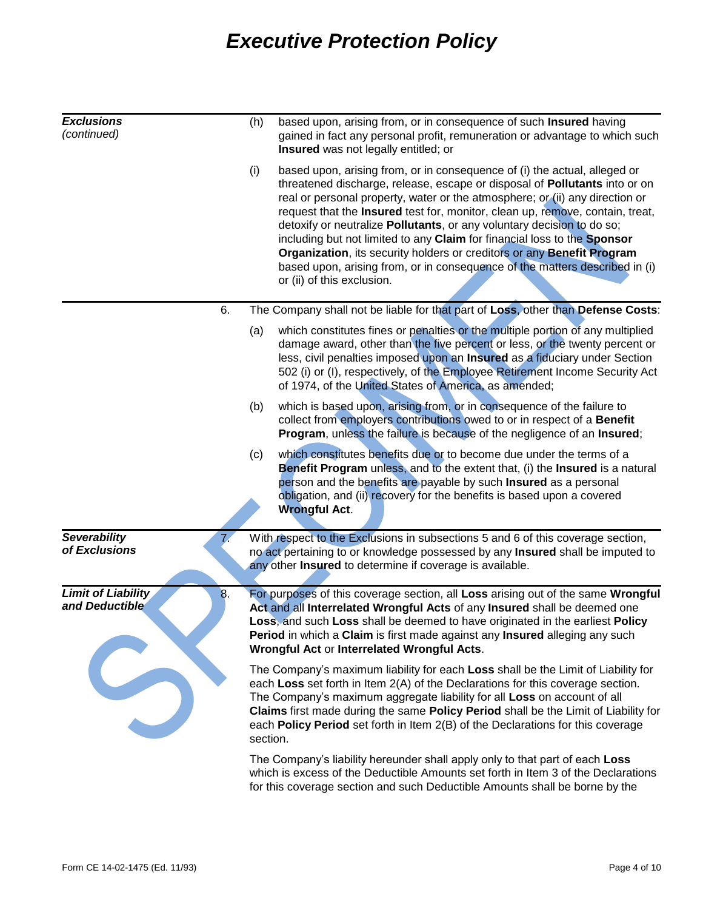# Executive Protection Policy

***Exclusions (continued)***

(h) based upon, arising from, or in consequence of such **Insured** having gained in fact any personal profit, remuneration or advantage to which such **Insured** was not legally entitled; or

(i) based upon, arising from, or in consequence of (i) the actual, alleged or threatened discharge, release, escape or disposal of **Pollutants** into or on real or personal property, water or the atmosphere; or (ii) any direction or request that the **Insured** test for, monitor, clean up, remove, contain, treat, detoxify or neutralize **Pollutants**, or any voluntary decision to do so; including but not limited to any **Claim** for financial loss to the **Sponsor Organization**, its security holders or creditors or any **Benefit Program** based upon, arising from, or in consequence of the matters described in (i) or (ii) of this exclusion.

6. The Company shall not be liable for that part of **Loss**, other than **Defense Costs**:

(a) which constitutes fines or penalties or the multiple portion of any multiplied damage award, other than the five percent or less, or the twenty percent or less, civil penalties imposed upon an **Insured** as a fiduciary under Section 502 (i) or (l), respectively, of the Employee Retirement Income Security Act of 1974, of the United States of America, as amended;

(b) which is based upon, arising from, or in consequence of the failure to collect from employers contributions owed to or in respect of a **Benefit Program**, unless the failure is because of the negligence of an **Insured**;

(c) which constitutes benefits due or to become due under the terms of a **Benefit Program** unless, and to the extent that, (i) the **Insured** is a natural person and the benefits are payable by such **Insured** as a personal obligation, and (ii) recovery for the benefits is based upon a covered **Wrongful Act**.

***Severability of Exclusions***

7. With respect to the Exclusions in subsections 5 and 6 of this coverage section, no act pertaining to or knowledge possessed by any **Insured** shall be imputed to any other **Insured** to determine if coverage is available.

***Limit of Liability and Deductible***

8. For purposes of this coverage section, all **Loss** arising out of the same **Wrongful Act** and all **Interrelated Wrongful Acts** of any **Insured** shall be deemed one **Loss**, and such **Loss** shall be deemed to have originated in the earliest **Policy Period** in which a **Claim** is first made against any **Insured** alleging any such **Wrongful Act** or **Interrelated Wrongful Acts**.

The Company's maximum liability for each **Loss** shall be the Limit of Liability for each **Loss** set forth in Item 2(A) of the Declarations for this coverage section. The Company's maximum aggregate liability for all **Loss** on account of all **Claims** first made during the same **Policy Period** shall be the Limit of Liability for each **Policy Period** set forth in Item 2(B) of the Declarations for this coverage section.

The Company's liability hereunder shall apply only to that part of each **Loss** which is excess of the Deductible Amounts set forth in Item 3 of the Declarations for this coverage section and such Deductible Amounts shall be borne by the

Form CE 14-02-1475 (Ed. 11/93)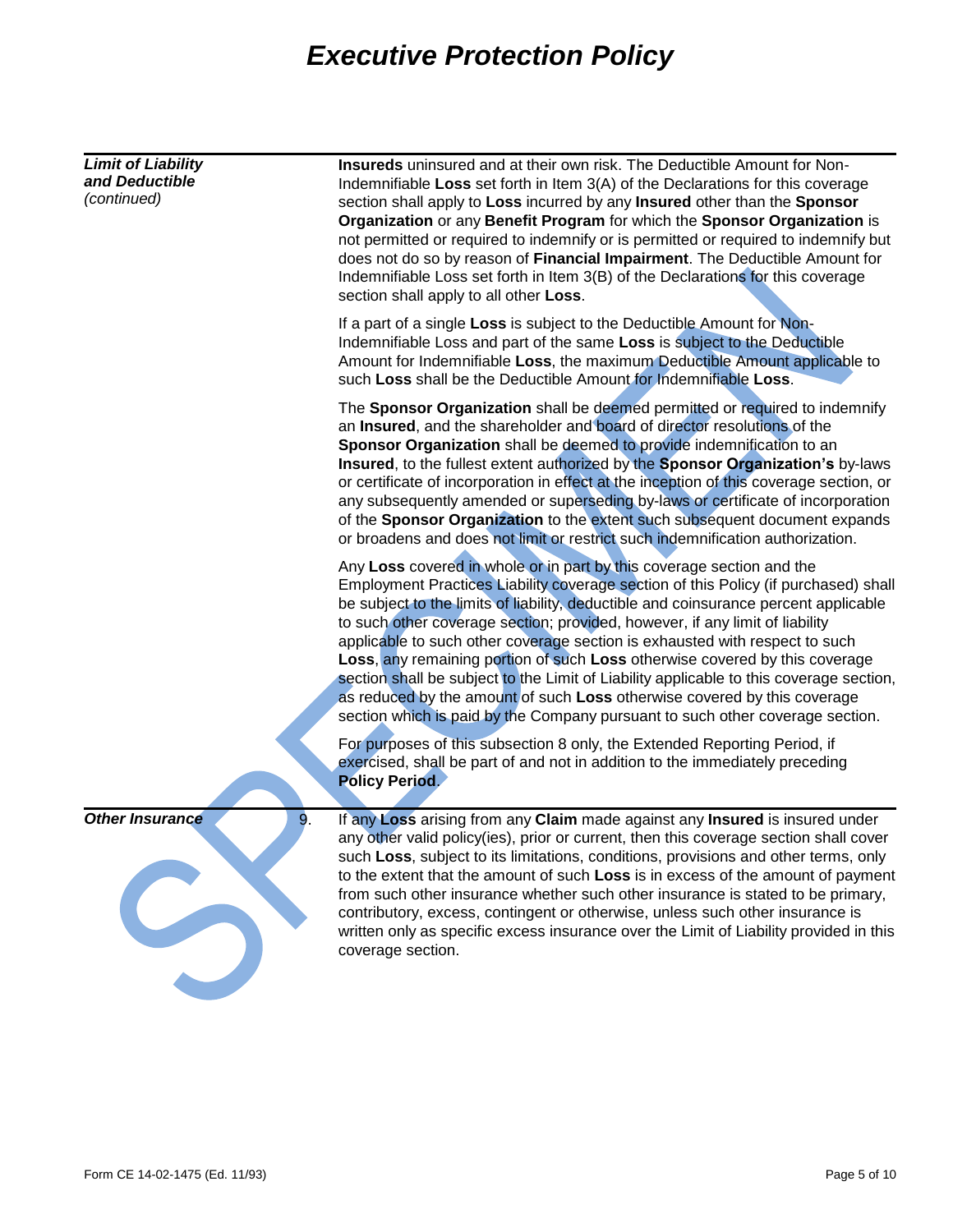***Limit of Liability and Deductible*** *(continued)*

**Insureds** uninsured and at their own risk. The Deductible Amount for Non-Indemnifiable **Loss** set forth in Item 3(A) of the Declarations for this coverage section shall apply to **Loss** incurred by any **Insured** other than the **Sponsor Organization** or any **Benefit Program** for which the **Sponsor Organization** is not permitted or required to indemnify or is permitted or required to indemnify but does not do so by reason of **Financial Impairment**. The Deductible Amount for Indemnifiable Loss set forth in Item 3(B) of the Declarations for this coverage section shall apply to all other **Loss**.

If a part of a single **Loss** is subject to the Deductible Amount for Non-Indemnifiable Loss and part of the same **Loss** is subject to the Deductible Amount for Indemnifiable **Loss**, the maximum Deductible Amount applicable to such **Loss** shall be the Deductible Amount for Indemnifiable **Loss**.

The **Sponsor Organization** shall be deemed permitted or required to indemnify an **Insured**, and the shareholder and board of director resolutions of the **Sponsor Organization** shall be deemed to provide indemnification to an **Insured**, to the fullest extent authorized by the **Sponsor Organization's** by-laws or certificate of incorporation in effect at the inception of this coverage section, or any subsequently amended or superseding by-laws or certificate of incorporation of the **Sponsor Organization** to the extent such subsequent document expands or broadens and does not limit or restrict such indemnification authorization.

Any **Loss** covered in whole or in part by this coverage section and the Employment Practices Liability coverage section of this Policy (if purchased) shall be subject to the limits of liability, deductible and coinsurance percent applicable to such other coverage section; provided, however, if any limit of liability applicable to such other coverage section is exhausted with respect to such **Loss**, any remaining portion of such **Loss** otherwise covered by this coverage section shall be subject to the Limit of Liability applicable to this coverage section, as reduced by the amount of such **Loss** otherwise covered by this coverage section which is paid by the Company pursuant to such other coverage section.

For purposes of this subsection 8 only, the Extended Reporting Period, if exercised, shall be part of and not in addition to the immediately preceding **Policy Period**.

***Other Insurance***

9. If any **Loss** arising from any **Claim** made against any **Insured** is insured under any other valid policy(ies), prior or current, then this coverage section shall cover such **Loss**, subject to its limitations, conditions, provisions and other terms, only to the extent that the amount of such **Loss** is in excess of the amount of payment from such other insurance whether such other insurance is stated to be primary, contributory, excess, contingent or otherwise, unless such other insurance is written only as specific excess insurance over the Limit of Liability provided in this coverage section.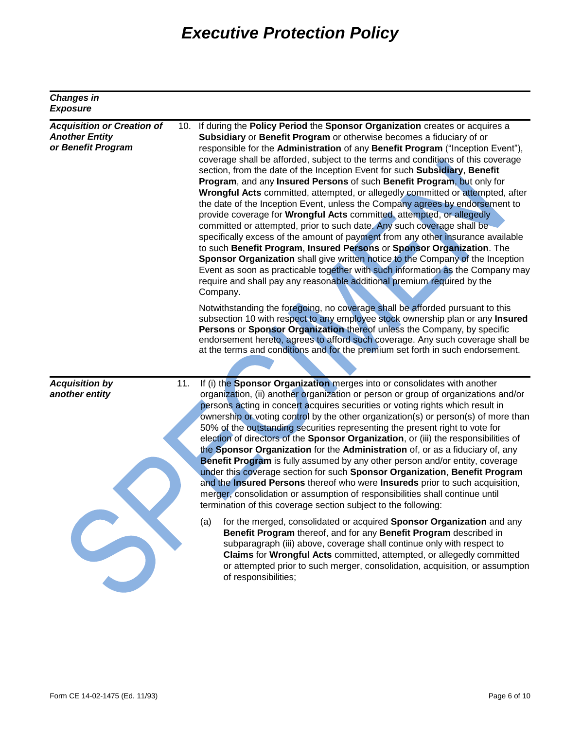# Executive Protection Policy

## *Changes in Exposure*

***Acquisition or Creation of Another Entity or Benefit Program***

10. If during the **Policy Period** the **Sponsor Organization** creates or acquires a **Subsidiary** or **Benefit Program** or otherwise becomes a fiduciary of or responsible for the **Administration** of any **Benefit Program** ("Inception Event"), coverage shall be afforded, subject to the terms and conditions of this coverage section, from the date of the Inception Event for such **Subsidiary**, **Benefit Program**, and any **Insured Persons** of such **Benefit Program**, but only for **Wrongful Acts** committed, attempted, or allegedly committed or attempted, after the date of the Inception Event, unless the Company agrees by endorsement to provide coverage for **Wrongful Acts** committed, attempted, or allegedly committed or attempted, prior to such date. Any such coverage shall be specifically excess of the amount of payment from any other insurance available to such **Benefit Program**, **Insured Persons** or **Sponsor Organization**. The **Sponsor Organization** shall give written notice to the Company of the Inception Event as soon as practicable together with such information as the Company may require and shall pay any reasonable additional premium required by the Company.

    Notwithstanding the foregoing, no coverage shall be afforded pursuant to this subsection 10 with respect to any employee stock ownership plan or any **Insured Persons** or **Sponsor Organization** thereof unless the Company, by specific endorsement hereto, agrees to afford such coverage. Any such coverage shall be at the terms and conditions and for the premium set forth in such endorsement.

***Acquisition by another entity***

11. If (i) the **Sponsor Organization** merges into or consolidates with another organization, (ii) another organization or person or group of organizations and/or persons acting in concert acquires securities or voting rights which result in ownership or voting control by the other organization(s) or person(s) of more than 50% of the outstanding securities representing the present right to vote for election of directors of the **Sponsor Organization**, or (iii) the responsibilities of the **Sponsor Organization** for the **Administration** of, or as a fiduciary of, any **Benefit Program** is fully assumed by any other person and/or entity, coverage under this coverage section for such **Sponsor Organization**, **Benefit Program** and the **Insured Persons** thereof who were **Insureds** prior to such acquisition, merger, consolidation or assumption of responsibilities shall continue until termination of this coverage section subject to the following:

    (a) for the merged, consolidated or acquired **Sponsor Organization** and any **Benefit Program** thereof, and for any **Benefit Program** described in subparagraph (iii) above, coverage shall continue only with respect to **Claims** for **Wrongful Acts** committed, attempted, or allegedly committed or attempted prior to such merger, consolidation, acquisition, or assumption of responsibilities;

Form CE 14-02-1475 (Ed. 11/93)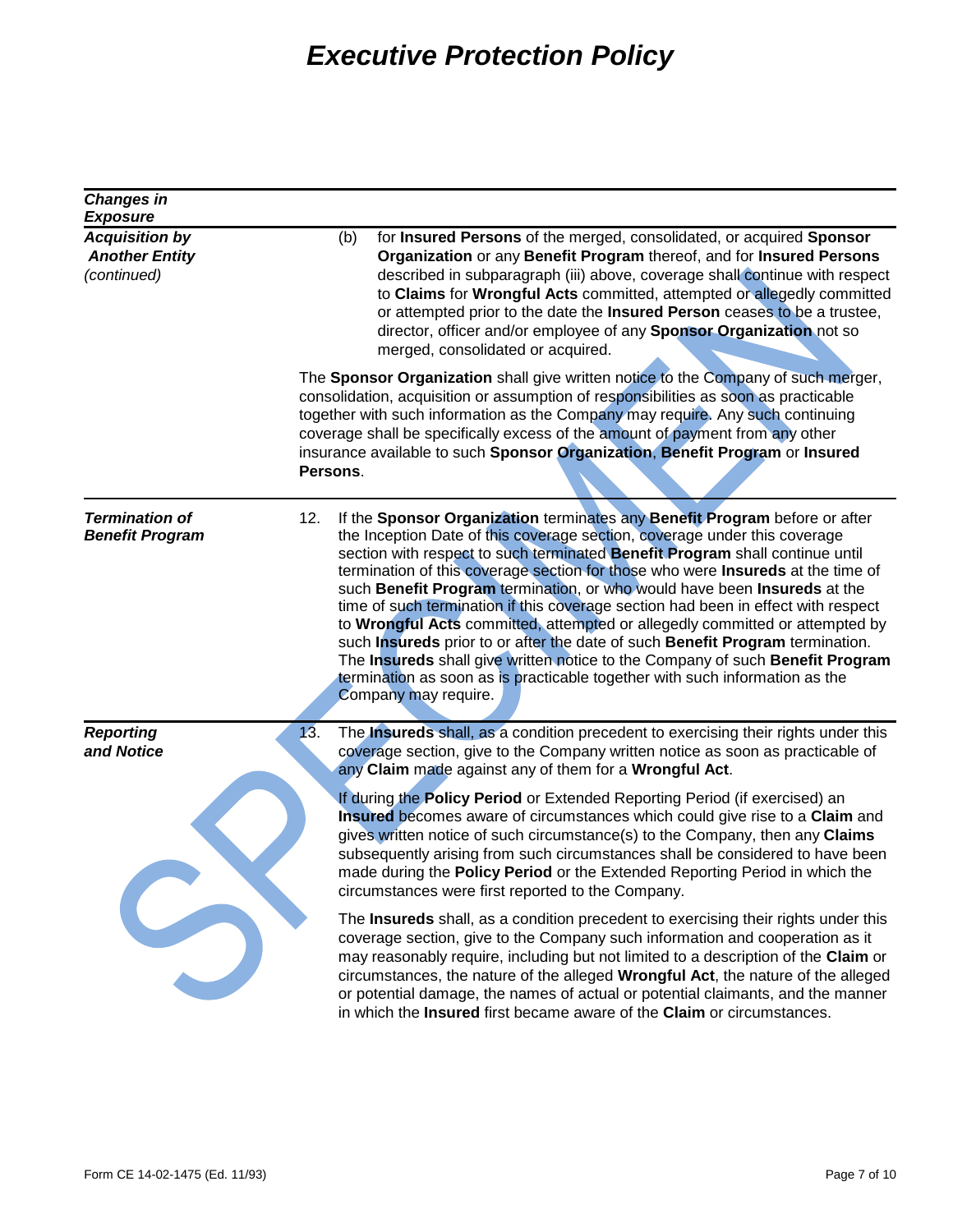# Executive Protection Policy

***Changes in Exposure***

***Acquisition by Another Entity*** *(continued)*

(b) for **Insured Persons** of the merged, consolidated, or acquired **Sponsor Organization** or any **Benefit Program** thereof, and for **Insured Persons** described in subparagraph (iii) above, coverage shall continue with respect to **Claims** for **Wrongful Acts** committed, attempted or allegedly committed or attempted prior to the date the **Insured Person** ceases to be a trustee, director, officer and/or employee of any **Sponsor Organization** not so merged, consolidated or acquired.

The **Sponsor Organization** shall give written notice to the Company of such merger, consolidation, acquisition or assumption of responsibilities as soon as practicable together with such information as the Company may require. Any such continuing coverage shall be specifically excess of the amount of payment from any other insurance available to such **Sponsor Organization**, **Benefit Program** or **Insured Persons**.

***Termination of Benefit Program***

12. If the **Sponsor Organization** terminates any **Benefit Program** before or after the Inception Date of this coverage section, coverage under this coverage section with respect to such terminated **Benefit Program** shall continue until termination of this coverage section for those who were **Insureds** at the time of such **Benefit Program** termination, or who would have been **Insureds** at the time of such termination if this coverage section had been in effect with respect to **Wrongful Acts** committed, attempted or allegedly committed or attempted by such **Insureds** prior to or after the date of such **Benefit Program** termination. The **Insureds** shall give written notice to the Company of such **Benefit Program** termination as soon as is practicable together with such information as the Company may require.

***Reporting and Notice***

13. The **Insureds** shall, as a condition precedent to exercising their rights under this coverage section, give to the Company written notice as soon as practicable of any **Claim** made against any of them for a **Wrongful Act**.

If during the **Policy Period** or Extended Reporting Period (if exercised) an **Insured** becomes aware of circumstances which could give rise to a **Claim** and gives written notice of such circumstance(s) to the Company, then any **Claims** subsequently arising from such circumstances shall be considered to have been made during the **Policy Period** or the Extended Reporting Period in which the circumstances were first reported to the Company.

The **Insureds** shall, as a condition precedent to exercising their rights under this coverage section, give to the Company such information and cooperation as it may reasonably require, including but not limited to a description of the **Claim** or circumstances, the nature of the alleged **Wrongful Act**, the nature of the alleged or potential damage, the names of actual or potential claimants, and the manner in which the **Insured** first became aware of the **Claim** or circumstances.

Form CE 14-02-1475 (Ed. 11/93)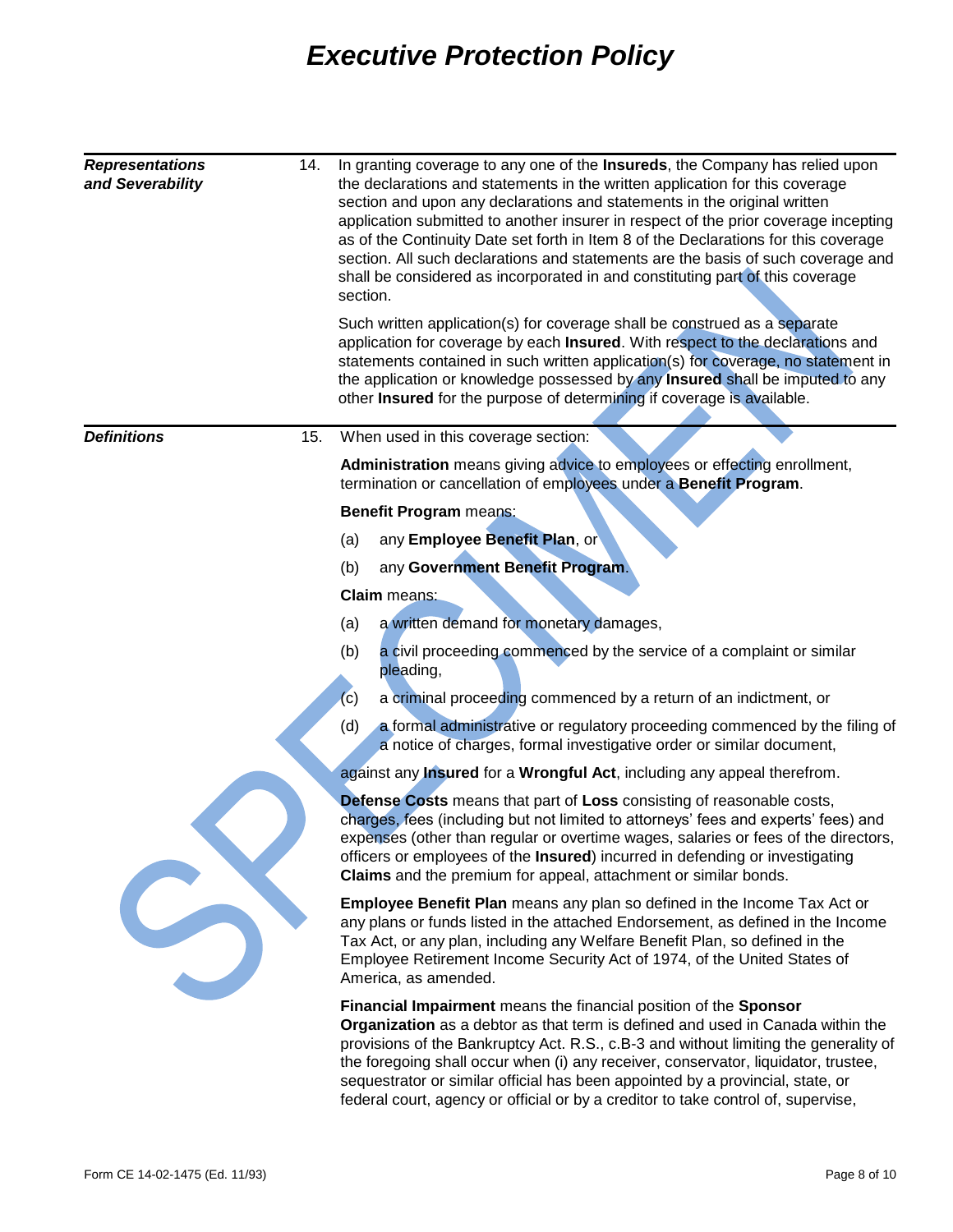# Executive Protection Policy

**_Representations and Severability_**

14. In granting coverage to any one of the **Insureds**, the Company has relied upon the declarations and statements in the written application for this coverage section and upon any declarations and statements in the original written application submitted to another insurer in respect of the prior coverage incepting as of the Continuity Date set forth in Item 8 of the Declarations for this coverage section. All such declarations and statements are the basis of such coverage and shall be considered as incorporated in and constituting part of this coverage section.

    Such written application(s) for coverage shall be construed as a separate application for coverage by each **Insured**. With respect to the declarations and statements contained in such written application(s) for coverage, no statement in the application or knowledge possessed by any **Insured** shall be imputed to any other **Insured** for the purpose of determining if coverage is available.

**_Definitions_**

15. When used in this coverage section:

    **Administration** means giving advice to employees or effecting enrollment, termination or cancellation of employees under a **Benefit Program**.

    **Benefit Program** means:

    (a) any **Employee Benefit Plan**, or

    (b) any **Government Benefit Program**.

    **Claim** means:

    (a) a written demand for monetary damages,

    (b) a civil proceeding commenced by the service of a complaint or similar pleading,

    (c) a criminal proceeding commenced by a return of an indictment, or

    (d) a formal administrative or regulatory proceeding commenced by the filing of a notice of charges, formal investigative order or similar document,

    against any **Insured** for a **Wrongful Act**, including any appeal therefrom.

    **Defense Costs** means that part of **Loss** consisting of reasonable costs, charges, fees (including but not limited to attorneys' fees and experts' fees) and expenses (other than regular or overtime wages, salaries or fees of the directors, officers or employees of the **Insured**) incurred in defending or investigating **Claims** and the premium for appeal, attachment or similar bonds.

    **Employee Benefit Plan** means any plan so defined in the Income Tax Act or any plans or funds listed in the attached Endorsement, as defined in the Income Tax Act, or any plan, including any Welfare Benefit Plan, so defined in the Employee Retirement Income Security Act of 1974, of the United States of America, as amended.

    **Financial Impairment** means the financial position of the **Sponsor Organization** as a debtor as that term is defined and used in Canada within the provisions of the Bankruptcy Act. R.S., c.B-3 and without limiting the generality of the foregoing shall occur when (i) any receiver, conservator, liquidator, trustee, sequestrator or similar official has been appointed by a provincial, state, or federal court, agency or official or by a creditor to take control of, supervise,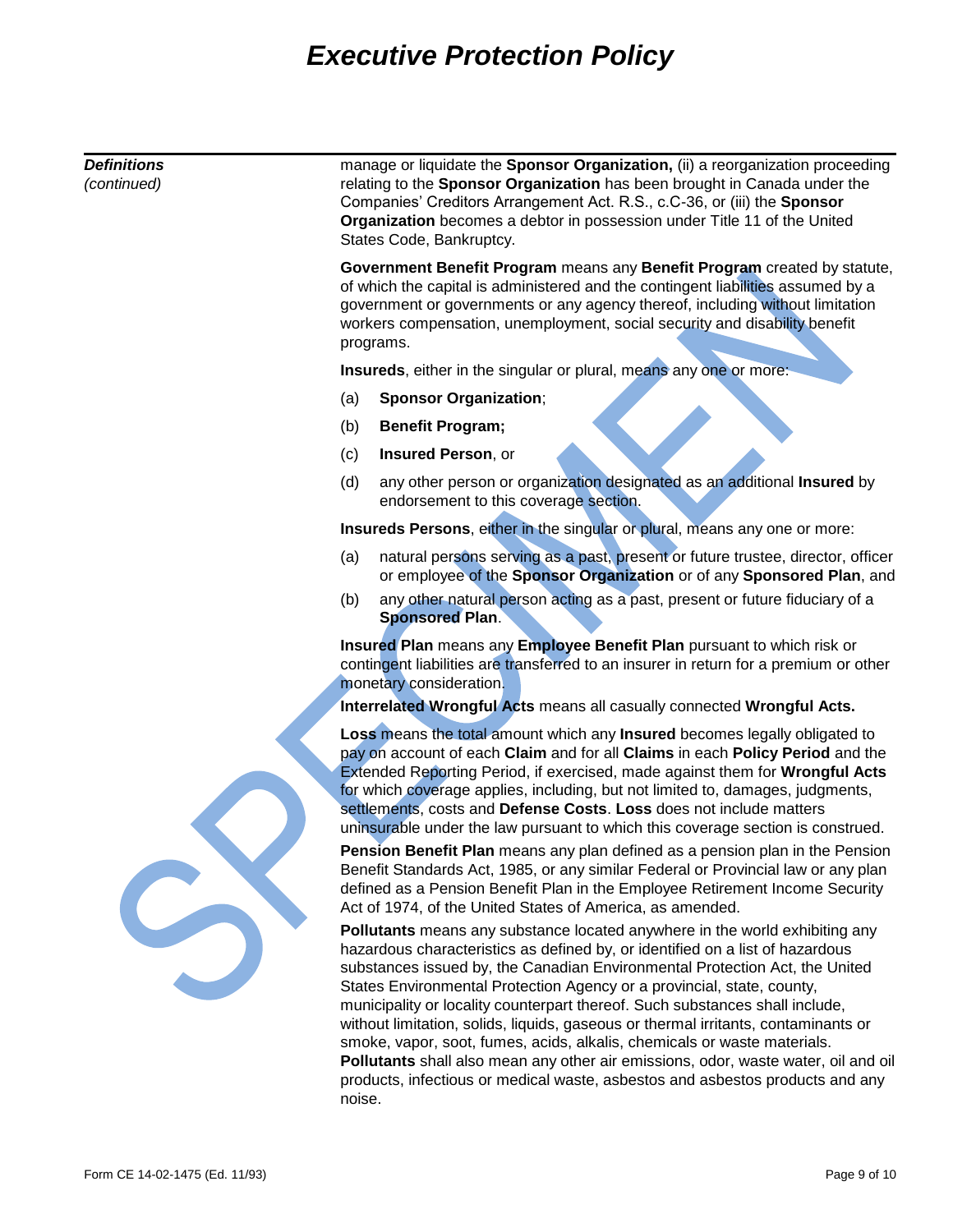***Definitions*** *(continued)*

manage or liquidate the **Sponsor Organization,** (ii) a reorganization proceeding relating to the **Sponsor Organization** has been brought in Canada under the Companies' Creditors Arrangement Act. R.S., c.C-36, or (iii) the **Sponsor Organization** becomes a debtor in possession under Title 11 of the United States Code, Bankruptcy.

**Government Benefit Program** means any **Benefit Program** created by statute, of which the capital is administered and the contingent liabilities assumed by a government or governments or any agency thereof, including without limitation workers compensation, unemployment, social security and disability benefit programs.

**Insureds**, either in the singular or plural, means any one or more:

(a) **Sponsor Organization**;

(b) **Benefit Program;**

(c) **Insured Person**, or

(d) any other person or organization designated as an additional **Insured** by endorsement to this coverage section.

**Insureds Persons**, either in the singular or plural, means any one or more:

(a) natural persons serving as a past, present or future trustee, director, officer or employee of the **Sponsor Organization** or of any **Sponsored Plan**, and

(b) any other natural person acting as a past, present or future fiduciary of a **Sponsored Plan**.

**Insured Plan** means any **Employee Benefit Plan** pursuant to which risk or contingent liabilities are transferred to an insurer in return for a premium or other monetary consideration.

**Interrelated Wrongful Acts** means all casually connected **Wrongful Acts.**

**Loss** means the total amount which any **Insured** becomes legally obligated to pay on account of each **Claim** and for all **Claims** in each **Policy Period** and the Extended Reporting Period, if exercised, made against them for **Wrongful Acts** for which coverage applies, including, but not limited to, damages, judgments, settlements, costs and **Defense Costs**. **Loss** does not include matters uninsurable under the law pursuant to which this coverage section is construed.

**Pension Benefit Plan** means any plan defined as a pension plan in the Pension Benefit Standards Act, 1985, or any similar Federal or Provincial law or any plan defined as a Pension Benefit Plan in the Employee Retirement Income Security Act of 1974, of the United States of America, as amended.

**Pollutants** means any substance located anywhere in the world exhibiting any hazardous characteristics as defined by, or identified on a list of hazardous substances issued by, the Canadian Environmental Protection Act, the United States Environmental Protection Agency or a provincial, state, county, municipality or locality counterpart thereof. Such substances shall include, without limitation, solids, liquids, gaseous or thermal irritants, contaminants or smoke, vapor, soot, fumes, acids, alkalis, chemicals or waste materials. **Pollutants** shall also mean any other air emissions, odor, waste water, oil and oil products, infectious or medical waste, asbestos and asbestos products and any noise.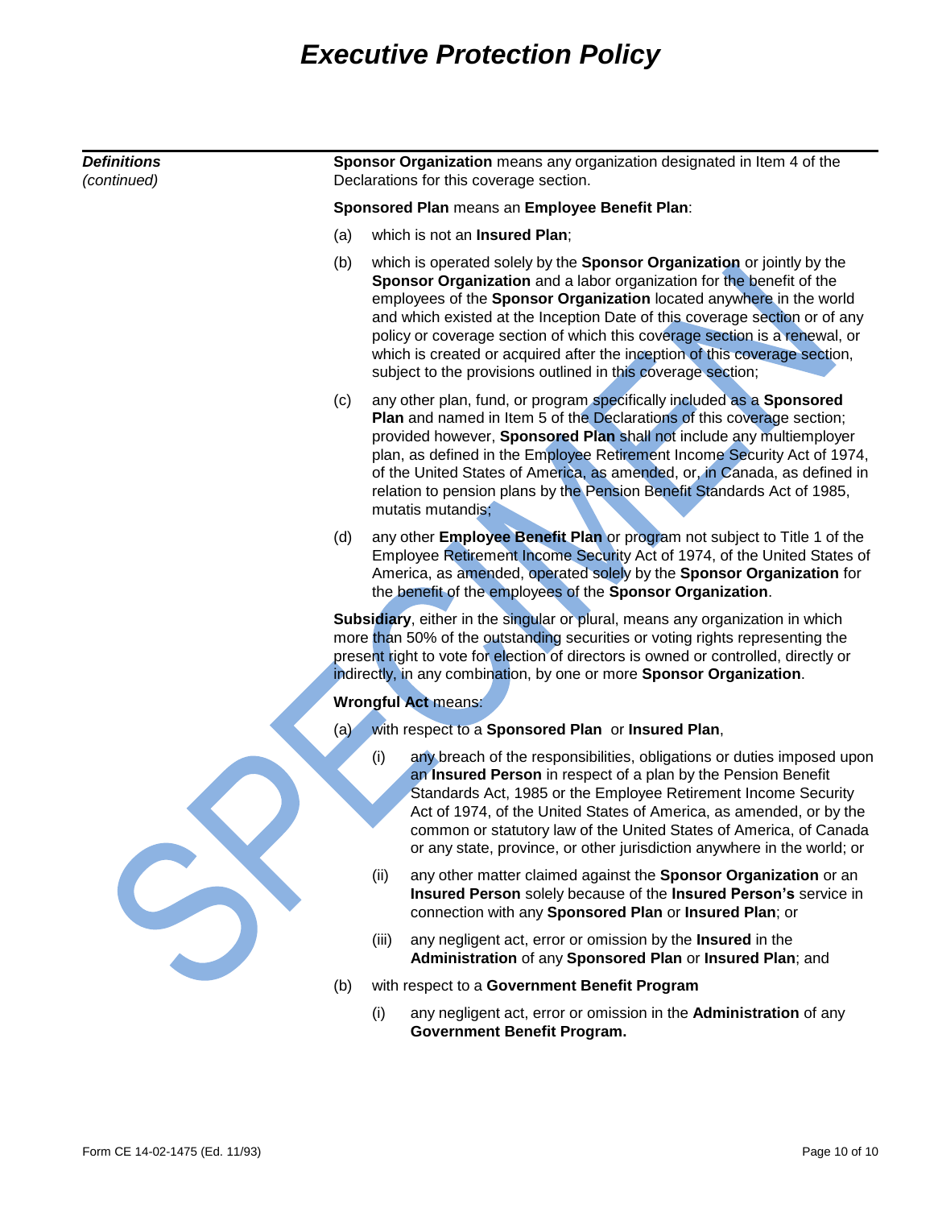*Definitions (continued)*

**Sponsor Organization** means any organization designated in Item 4 of the Declarations for this coverage section.

**Sponsored Plan** means an **Employee Benefit Plan**:

(a) which is not an **Insured Plan**;

(b) which is operated solely by the **Sponsor Organization** or jointly by the **Sponsor Organization** and a labor organization for the benefit of the employees of the **Sponsor Organization** located anywhere in the world and which existed at the Inception Date of this coverage section or of any policy or coverage section of which this coverage section is a renewal, or which is created or acquired after the inception of this coverage section, subject to the provisions outlined in this coverage section;

(c) any other plan, fund, or program specifically included as a **Sponsored Plan** and named in Item 5 of the Declarations of this coverage section; provided however, **Sponsored Plan** shall not include any multiemployer plan, as defined in the Employee Retirement Income Security Act of 1974, of the United States of America, as amended, or, in Canada, as defined in relation to pension plans by the Pension Benefit Standards Act of 1985, mutatis mutandis;

(d) any other **Employee Benefit Plan** or program not subject to Title 1 of the Employee Retirement Income Security Act of 1974, of the United States of America, as amended, operated solely by the **Sponsor Organization** for the benefit of the employees of the **Sponsor Organization**.

**Subsidiary**, either in the singular or plural, means any organization in which more than 50% of the outstanding securities or voting rights representing the present right to vote for election of directors is owned or controlled, directly or indirectly, in any combination, by one or more **Sponsor Organization**.

**Wrongful Act** means:

(a) with respect to a **Sponsored Plan** or **Insured Plan**,

   (i) any breach of the responsibilities, obligations or duties imposed upon an **Insured Person** in respect of a plan by the Pension Benefit Standards Act, 1985 or the Employee Retirement Income Security Act of 1974, of the United States of America, as amended, or by the common or statutory law of the United States of America, of Canada or any state, province, or other jurisdiction anywhere in the world; or

   (ii) any other matter claimed against the **Sponsor Organization** or an **Insured Person** solely because of the **Insured Person's** service in connection with any **Sponsored Plan** or **Insured Plan**; or

   (iii) any negligent act, error or omission by the **Insured** in the **Administration** of any **Sponsored Plan** or **Insured Plan**; and

(b) with respect to a **Government Benefit Program**

   (i) any negligent act, error or omission in the **Administration** of any **Government Benefit Program.**

Form CE 14-02-1475 (Ed. 11/93)